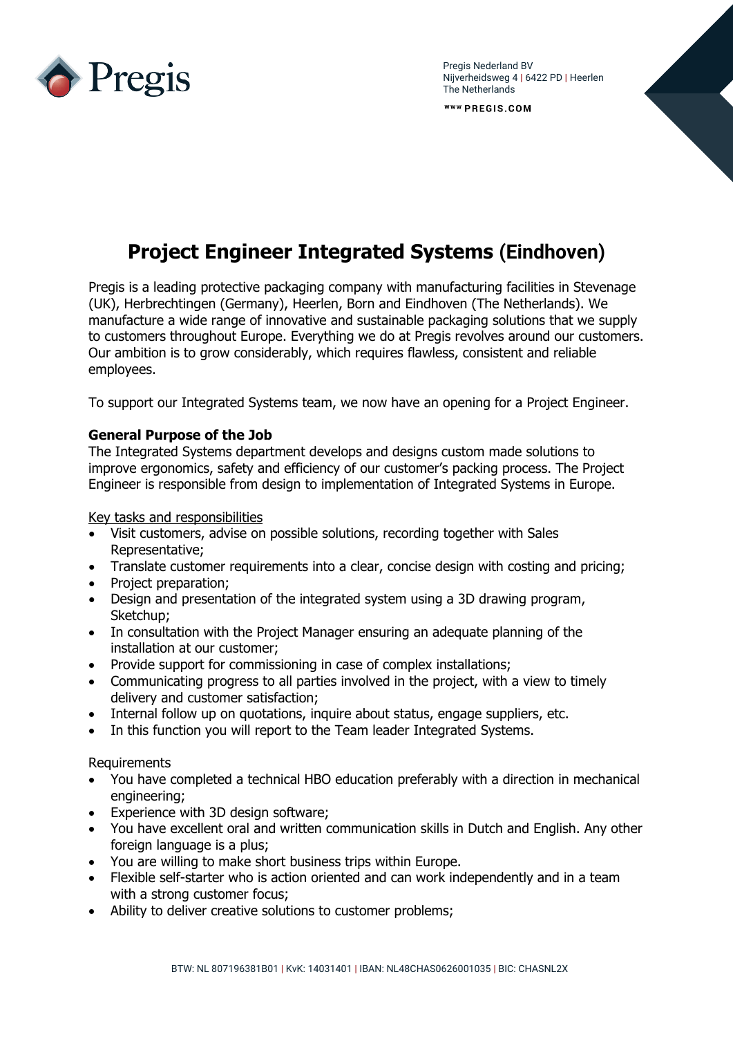Pregis Nederland BV
Nijverheidsweg 4 | 6422 PD | Heerlen
The Netherlands

WWW PREGIS.COM

# Project Engineer Integrated Systems (Eindhoven)

Pregis is a leading protective packaging company with manufacturing facilities in Stevenage (UK), Herbrechtingen (Germany), Heerlen, Born and Eindhoven (The Netherlands). We manufacture a wide range of innovative and sustainable packaging solutions that we supply to customers throughout Europe. Everything we do at Pregis revolves around our customers. Our ambition is to grow considerably, which requires flawless, consistent and reliable employees.

To support our Integrated Systems team, we now have an opening for a Project Engineer.

**General Purpose of the Job**

The Integrated Systems department develops and designs custom made solutions to improve ergonomics, safety and efficiency of our customer's packing process. The Project Engineer is responsible from design to implementation of Integrated Systems in Europe.

Key tasks and responsibilities

- Visit customers, advise on possible solutions, recording together with Sales Representative;
- Translate customer requirements into a clear, concise design with costing and pricing;
- Project preparation;
- Design and presentation of the integrated system using a 3D drawing program, Sketchup;
- In consultation with the Project Manager ensuring an adequate planning of the installation at our customer;
- Provide support for commissioning in case of complex installations;
- Communicating progress to all parties involved in the project, with a view to timely delivery and customer satisfaction;
- Internal follow up on quotations, inquire about status, engage suppliers, etc.
- In this function you will report to the Team leader Integrated Systems.

Requirements

- You have completed a technical HBO education preferably with a direction in mechanical engineering;
- Experience with 3D design software;
- You have excellent oral and written communication skills in Dutch and English. Any other foreign language is a plus;
- You are willing to make short business trips within Europe.
- Flexible self-starter who is action oriented and can work independently and in a team with a strong customer focus;
- Ability to deliver creative solutions to customer problems;

BTW: NL 807196381B01 | KvK: 14031401 | IBAN: NL48CHAS0626001035 | BIC: CHASNL2X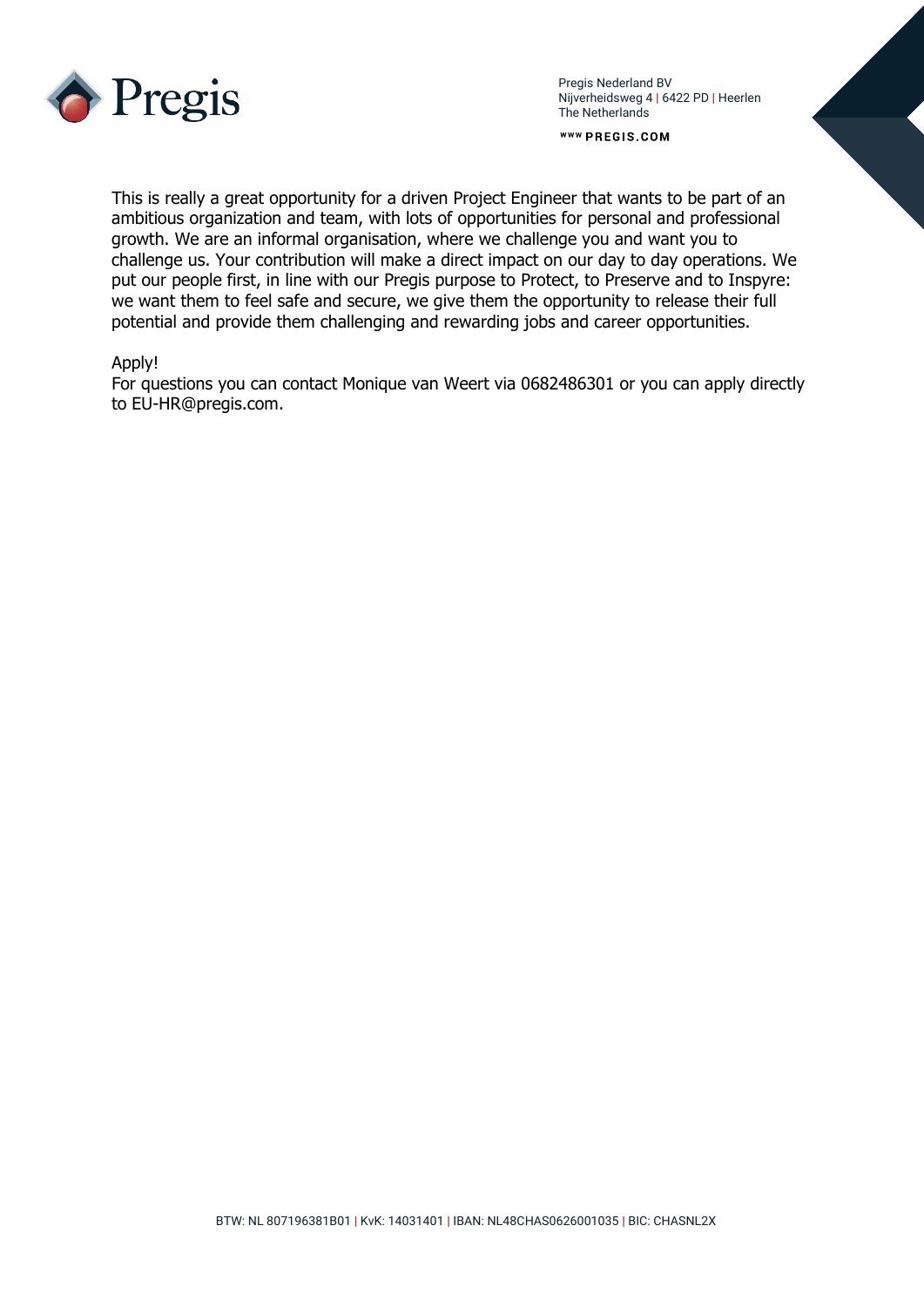This is really a great opportunity for a driven Project Engineer that wants to be part of an ambitious organization and team, with lots of opportunities for personal and professional growth. We are an informal organisation, where we challenge you and want you to challenge us. Your contribution will make a direct impact on our day to day operations. We put our people first, in line with our Pregis purpose to Protect, to Preserve and to Inspyre: we want them to feel safe and secure, we give them the opportunity to release their full potential and provide them challenging and rewarding jobs and career opportunities.

Apply!
For questions you can contact Monique van Weert via 0682486301 or you can apply directly to EU-HR@pregis.com.